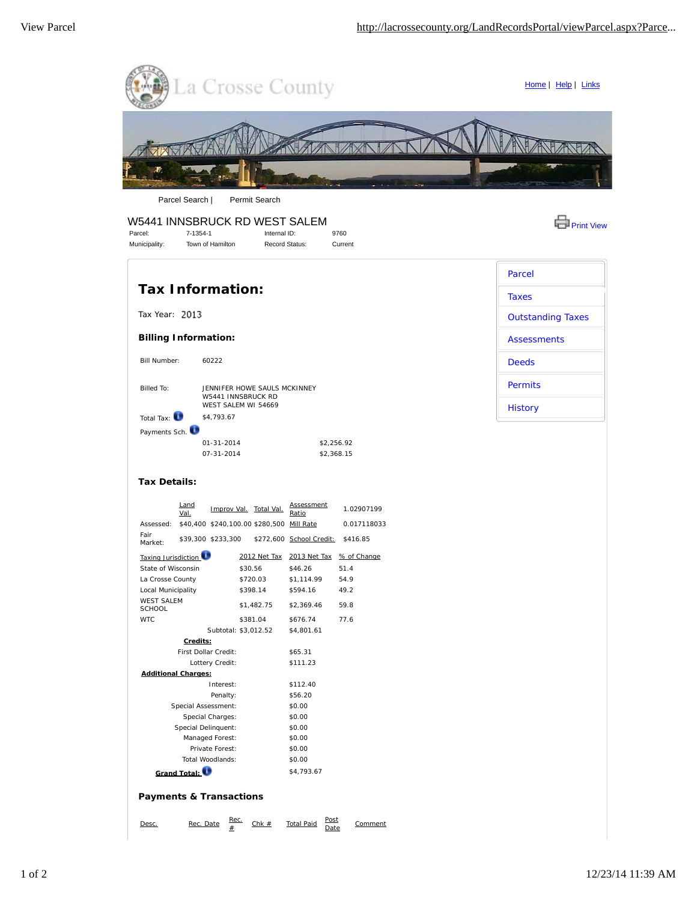La Crosse County

Home | Help | Links

Parcel Search | Permit Search

## W5441 INNSBRUCK RD WEST SALEM

| | | | |
|---|---|---|---|
| Parcel: | 7-1354-1 | Internal ID: | 9760 |
| Municipality: | Town of Hamilton | Record Status: | Current |

Print View

- Parcel
- Taxes
- Outstanding Taxes
- Assessments
- Deeds
- Permits
- History

# Tax Information:

Tax Year: 2013

### Billing Information:

| | | |
|---|---|---|
| Bill Number: | 60222 | |
| Billed To: | JENNIFER HOWE SAULS MCKINNEY<br>W5441 INNSBRUCK RD<br>WEST SALEM WI 54669 | |
| Total Tax: | $4,793.67 | |
| Payments Sch. | | |
| | 01-31-2014 | $2,256.92 |
| | 07-31-2014 | $2,368.15 |

### Tax Details:

| | Land Val. | Improv Val. | Total Val. | | |
|---|---|---|---|---|---|
| | | | | Assessment Ratio | 1.02907199 |
| Assessed: | $40,400 | $240,100.00 | $280,500 | Mill Rate | 0.017118033 |
| Fair Market: | $39,300 | $233,300 | $272,600 | School Credit: | $416.85 |

| Taxing Jurisdiction | 2012 Net Tax | 2013 Net Tax | % of Change |
|---|---|---|---|
| State of Wisconsin | $30.56 | $46.26 | 51.4 |
| La Crosse County | $720.03 | $1,114.99 | 54.9 |
| Local Municipality | $398.14 | $594.16 | 49.2 |
| WEST SALEM SCHOOL | $1,482.75 | $2,369.46 | 59.8 |
| WTC | $381.04 | $676.74 | 77.6 |
| Subtotal: | $3,012.52 | $4,801.61 | |

| **Credits:** | |
|---|---|
| First Dollar Credit: | $65.31 |
| Lottery Credit: | $111.23 |
| **Additional Charges:** | |
| Interest: | $112.40 |
| Penalty: | $56.20 |
| Special Assessment: | $0.00 |
| Special Charges: | $0.00 |
| Special Delinquent: | $0.00 |
| Managed Forest: | $0.00 |
| Private Forest: | $0.00 |
| Total Woodlands: | $0.00 |
| **Grand Total:** | $4,793.67 |

### Payments & Transactions

| Desc. | Rec. Date | Rec. # | Chk # | Total Paid | Post Date | Comment |
|---|---|---|---|---|---|---|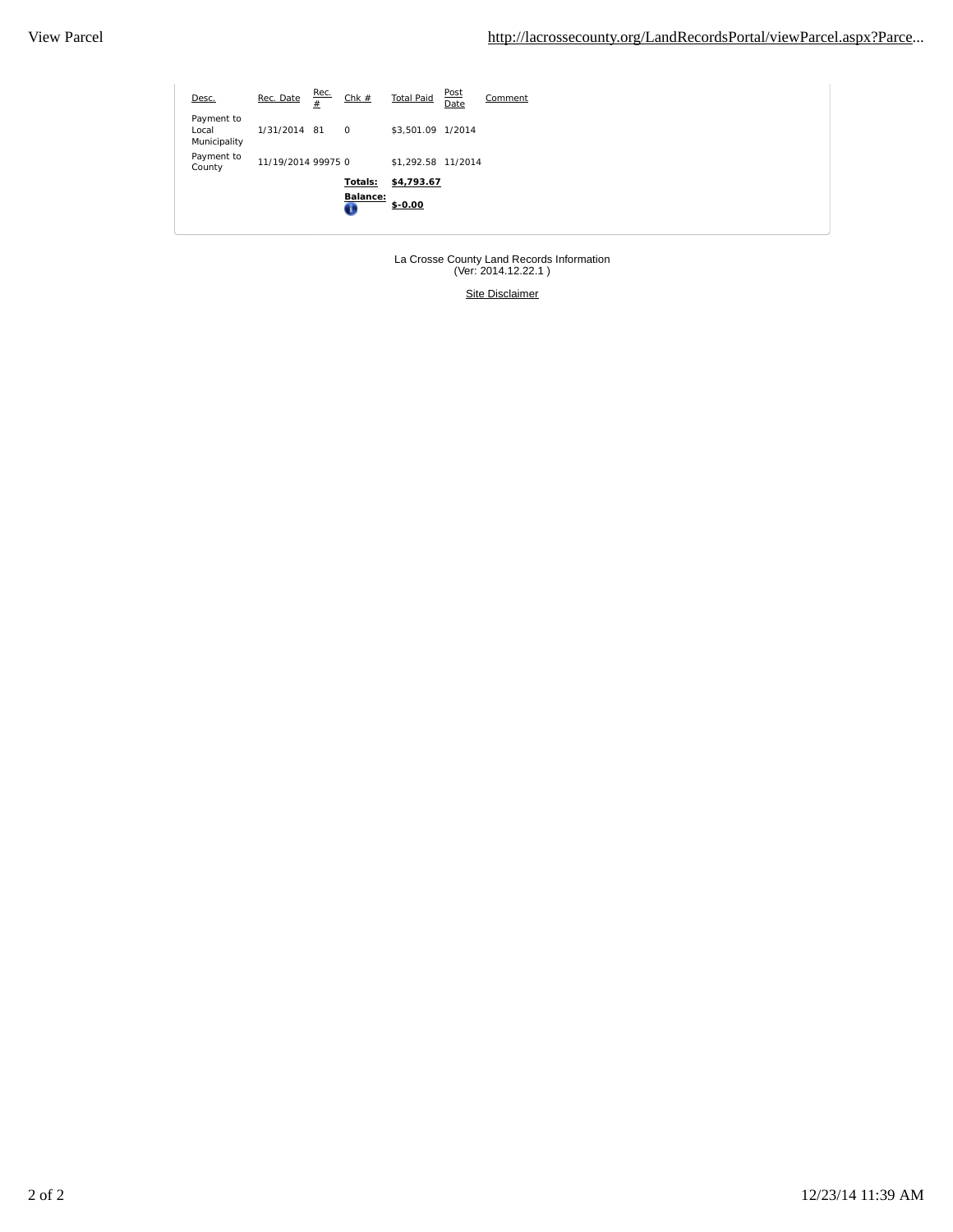| Desc. | Rec. Date | Rec. # | Chk # | Total Paid | Post Date | Comment |
|---|---|---|---|---|---|---|
| Payment to Local Municipality | 1/31/2014 | 81 | 0 | $3,501.09 | 1/2014 | |
| Payment to County | 11/19/2014 | 99975 | 0 | $1,292.58 | 11/2014 | |
| | | | **Totals:** | **$4,793.67** | | |
| | | | **Balance:** | **$-0.00** | | |

La Crosse County Land Records Information
(Ver: 2014.12.22.1 )

Site Disclaimer